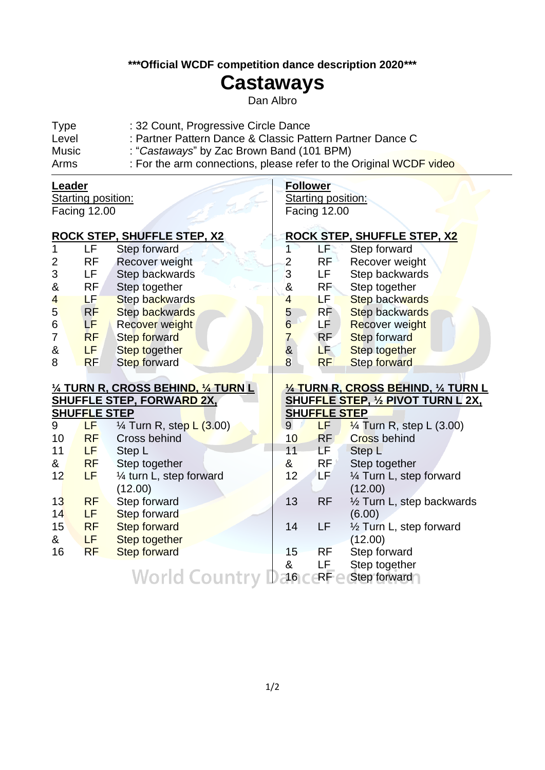**\*\*\*Official WCDF competition dance description 2020\*\*\***

# Castaways

Dan Albro

| | |
|---|---|
| Type | : 32 Count, Progressive Circle Dance |
| Level | : Partner Pattern Dance & Classic Pattern Partner Dance C |
| Music | : "*Castaways*" by Zac Brown Band (101 BPM) |
| Arms | : For the arm connections, please refer to the Original WCDF video |

---

## Leader

Starting position:
Facing 12.00

### ROCK STEP, SHUFFLE STEP, X2

| | | |
|---|---|---|
| 1 | LF | Step forward |
| 2 | RF | Recover weight |
| 3 | LF | Step backwards |
| & | RF | Step together |
| 4 | LF | Step backwards |
| 5 | RF | Step backwards |
| 6 | LF | Recover weight |
| 7 | RF | Step forward |
| & | LF | Step together |
| 8 | RF | Step forward |

### ¼ TURN R, CROSS BEHIND, ¼ TURN L SHUFFLE STEP, FORWARD 2X, SHUFFLE STEP

| | | |
|---|---|---|
| 9 | LF | ¼ Turn R, step L (3.00) |
| 10 | RF | Cross behind |
| 11 | LF | Step L |
| & | RF | Step together |
| 12 | LF | ¼ turn L, step forward (12.00) |
| 13 | RF | Step forward |
| 14 | LF | Step forward |
| 15 | RF | Step forward |
| & | LF | Step together |
| 16 | RF | Step forward |

## Follower

Starting position:
Facing 12.00

### ROCK STEP, SHUFFLE STEP, X2

| | | |
|---|---|---|
| 1 | LF | Step forward |
| 2 | RF | Recover weight |
| 3 | LF | Step backwards |
| & | RF | Step together |
| 4 | LF | Step backwards |
| 5 | RF | Step backwards |
| 6 | LF | Recover weight |
| 7 | RF | Step forward |
| & | LF | Step together |
| 8 | RF | Step forward |

### ¼ TURN R, CROSS BEHIND, ¼ TURN L SHUFFLE STEP, ½ PIVOT TURN L 2X, SHUFFLE STEP

| | | |
|---|---|---|
| 9 | LF | ¼ Turn R, step L (3.00) |
| 10 | RF | Cross behind |
| 11 | LF | Step L |
| & | RF | Step together |
| 12 | LF | ¼ Turn L, step forward (12.00) |
| 13 | RF | ½ Turn L, step backwards (6.00) |
| 14 | LF | ½ Turn L, step forward (12.00) |
| 15 | RF | Step forward |
| & | LF | Step together |
| 16 | RF | Step forward |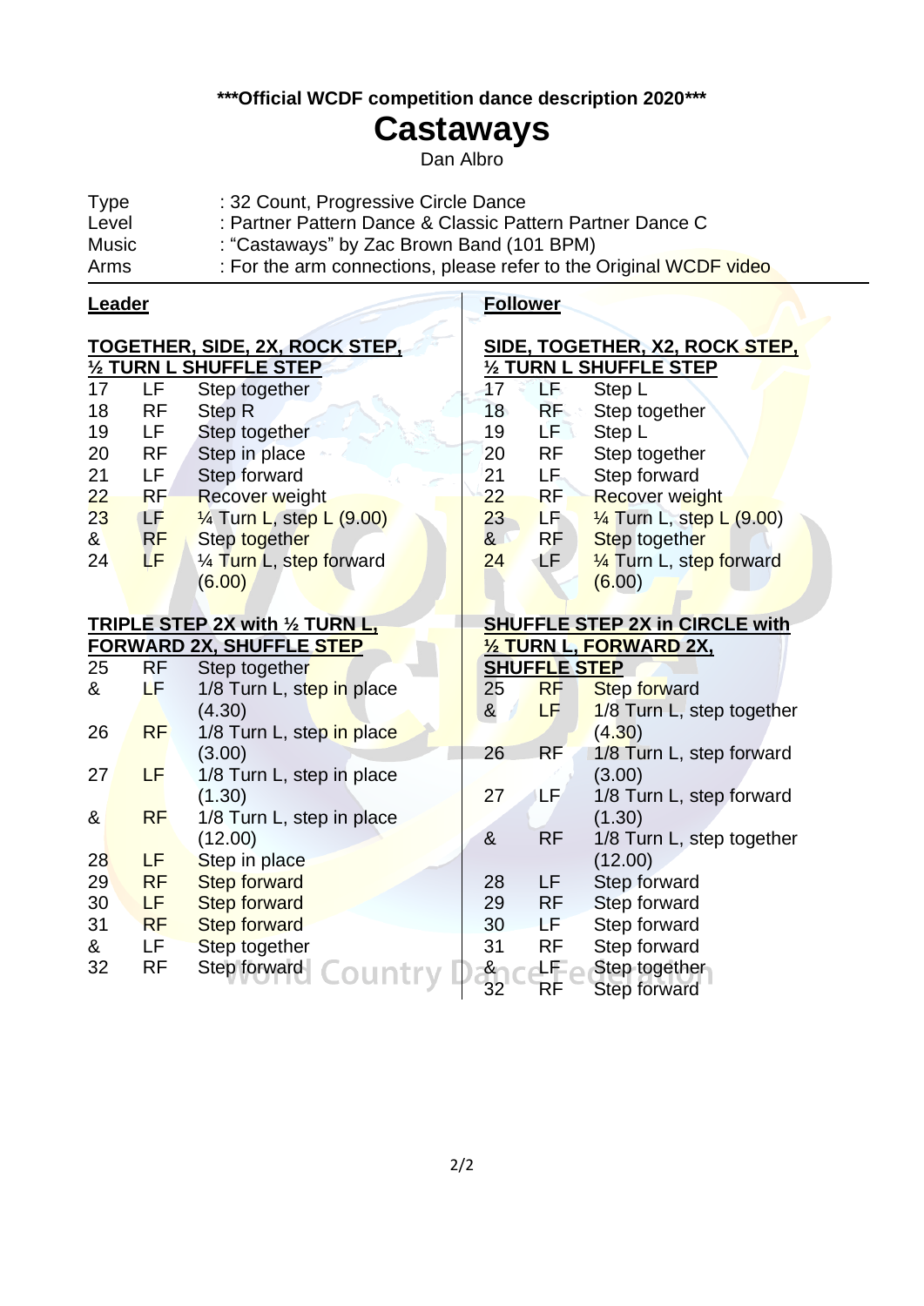**\*\*\*Official WCDF competition dance description 2020\*\*\***

# Castaways

Dan Albro

| | |
|---|---|
| Type | : 32 Count, Progressive Circle Dance |
| Level | : Partner Pattern Dance & Classic Pattern Partner Dance C |
| Music | : "Castaways" by Zac Brown Band (101 BPM) |
| Arms | : For the arm connections, please refer to the Original WCDF video |

## Leader

**TOGETHER, SIDE, 2X, ROCK STEP, ½ TURN L SHUFFLE STEP**

| | | |
|---|---|---|
| 17 | LF | Step together |
| 18 | RF | Step R |
| 19 | LF | Step together |
| 20 | RF | Step in place |
| 21 | LF | Step forward |
| 22 | RF | Recover weight |
| 23 | LF | ¼ Turn L, step L (9.00) |
| & | RF | Step together |
| 24 | LF | ¼ Turn L, step forward (6.00) |

**TRIPLE STEP 2X with ½ TURN L, FORWARD 2X, SHUFFLE STEP**

| | | |
|---|---|---|
| 25 | RF | Step together |
| & | LF | 1/8 Turn L, step in place (4.30) |
| 26 | RF | 1/8 Turn L, step in place (3.00) |
| 27 | LF | 1/8 Turn L, step in place (1.30) |
| & | RF | 1/8 Turn L, step in place (12.00) |
| 28 | LF | Step in place |
| 29 | RF | Step forward |
| 30 | LF | Step forward |
| 31 | RF | Step forward |
| & | LF | Step together |
| 32 | RF | Step forward |

## Follower

**SIDE, TOGETHER, X2, ROCK STEP, ½ TURN L SHUFFLE STEP**

| | | |
|---|---|---|
| 17 | LF | Step L |
| 18 | RF | Step together |
| 19 | LF | Step L |
| 20 | RF | Step together |
| 21 | LF | Step forward |
| 22 | RF | Recover weight |
| 23 | LF | ¼ Turn L, step L (9.00) |
| & | RF | Step together |
| 24 | LF | ¼ Turn L, step forward (6.00) |

**SHUFFLE STEP 2X in CIRCLE with ½ TURN L, FORWARD 2X, SHUFFLE STEP**

| | | |
|---|---|---|
| 25 | RF | Step forward |
| & | LF | 1/8 Turn L, step together (4.30) |
| 26 | RF | 1/8 Turn L, step forward (3.00) |
| 27 | LF | 1/8 Turn L, step forward (1.30) |
| & | RF | 1/8 Turn L, step together (12.00) |
| 28 | LF | Step forward |
| 29 | RF | Step forward |
| 30 | LF | Step forward |
| 31 | RF | Step forward |
| & | LF | Step together |
| 32 | RF | Step forward |